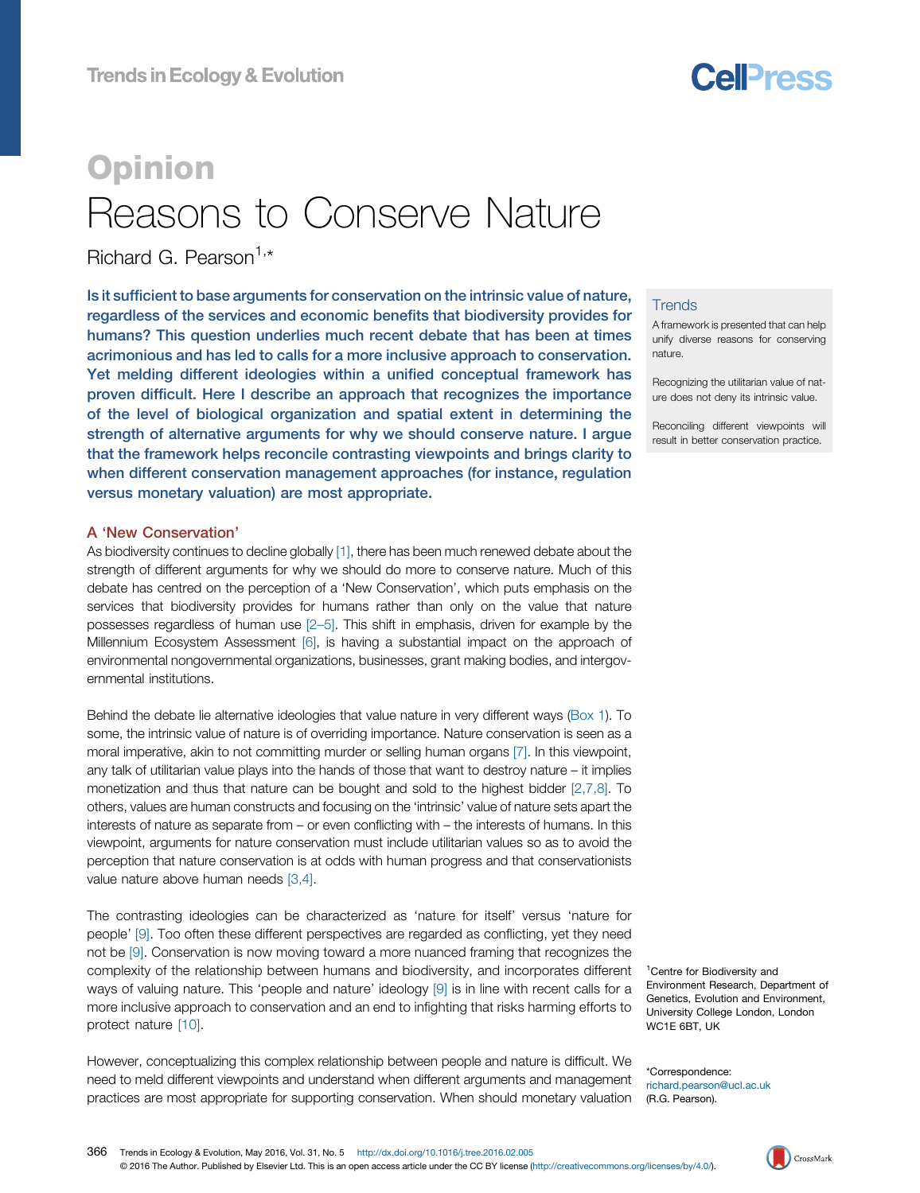Opinion

# Reasons to Conserve Nature

Richard G. Pearson[1,*]

**Is it sufficient to base arguments for conservation on the intrinsic value of nature, regardless of the services and economic benefits that biodiversity provides for humans? This question underlies much recent debate that has been at times acrimonious and has led to calls for a more inclusive approach to conservation. Yet melding different ideologies within a unified conceptual framework has proven difficult. Here I describe an approach that recognizes the importance of the level of biological organization and spatial extent in determining the strength of alternative arguments for why we should conserve nature. I argue that the framework helps reconcile contrasting viewpoints and brings clarity to when different conservation management approaches (for instance, regulation versus monetary valuation) are most appropriate.**

## Trends

A framework is presented that can help unify diverse reasons for conserving nature.

Recognizing the utilitarian value of nature does not deny its intrinsic value.

Reconciling different viewpoints will result in better conservation practice.

## A 'New Conservation'

As biodiversity continues to decline globally [1], there has been much renewed debate about the strength of different arguments for why we should do more to conserve nature. Much of this debate has centred on the perception of a 'New Conservation', which puts emphasis on the services that biodiversity provides for humans rather than only on the value that nature possesses regardless of human use [2–5]. This shift in emphasis, driven for example by the Millennium Ecosystem Assessment [6], is having a substantial impact on the approach of environmental nongovernmental organizations, businesses, grant making bodies, and intergovernmental institutions.

Behind the debate lie alternative ideologies that value nature in very different ways (Box 1). To some, the intrinsic value of nature is of overriding importance. Nature conservation is seen as a moral imperative, akin to not committing murder or selling human organs [7]. In this viewpoint, any talk of utilitarian value plays into the hands of those that want to destroy nature – it implies monetization and thus that nature can be bought and sold to the highest bidder [2,7,8]. To others, values are human constructs and focusing on the 'intrinsic' value of nature sets apart the interests of nature as separate from – or even conflicting with – the interests of humans. In this viewpoint, arguments for nature conservation must include utilitarian values so as to avoid the perception that nature conservation is at odds with human progress and that conservationists value nature above human needs [3,4].

The contrasting ideologies can be characterized as 'nature for itself' versus 'nature for people' [9]. Too often these different perspectives are regarded as conflicting, yet they need not be [9]. Conservation is now moving toward a more nuanced framing that recognizes the complexity of the relationship between humans and biodiversity, and incorporates different ways of valuing nature. This 'people and nature' ideology [9] is in line with recent calls for a more inclusive approach to conservation and an end to infighting that risks harming efforts to protect nature [10].

However, conceptualizing this complex relationship between people and nature is difficult. We need to meld different viewpoints and understand when different arguments and management practices are most appropriate for supporting conservation. When should monetary valuation

[1]Centre for Biodiversity and Environment Research, Department of Genetics, Evolution and Environment, University College London, London WC1E 6BT, UK

*Correspondence: richard.pearson@ucl.ac.uk (R.G. Pearson).

http://dx.doi.org/10.1016/j.tree.2016.02.005

© 2016 The Author. Published by Elsevier Ltd. This is an open access article under the CC BY license (http://creativecommons.org/licenses/by/4.0/).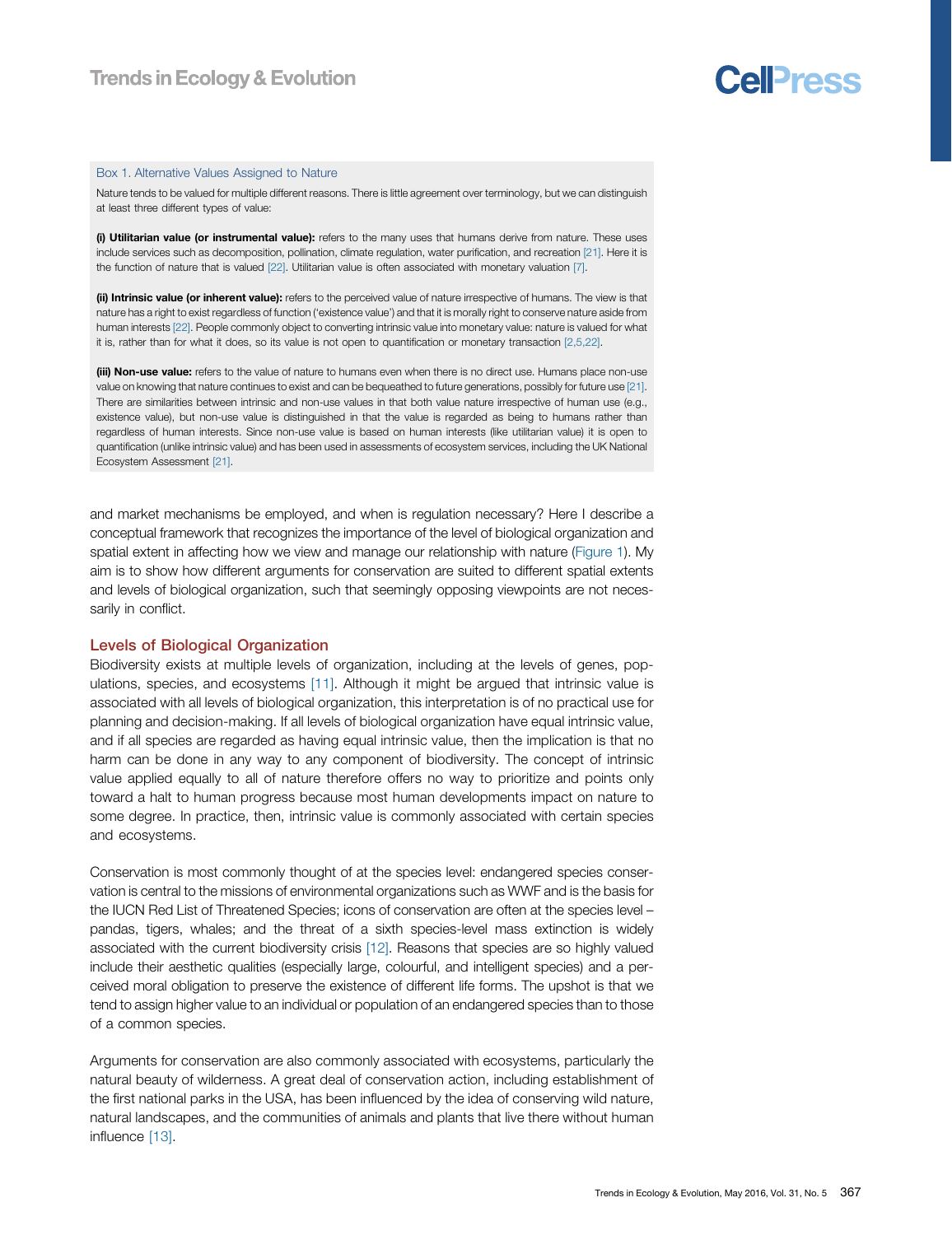### Box 1. Alternative Values Assigned to Nature

Nature tends to be valued for multiple different reasons. There is little agreement over terminology, but we can distinguish at least three different types of value:

**(i) Utilitarian value (or instrumental value):** refers to the many uses that humans derive from nature. These uses include services such as decomposition, pollination, climate regulation, water purification, and recreation [21]. Here it is the function of nature that is valued [22]. Utilitarian value is often associated with monetary valuation [7].

**(ii) Intrinsic value (or inherent value):** refers to the perceived value of nature irrespective of humans. The view is that nature has a right to exist regardless of function ('existence value') and that it is morally right to conserve nature aside from human interests [22]. People commonly object to converting intrinsic value into monetary value: nature is valued for what it is, rather than for what it does, so its value is not open to quantification or monetary transaction [2,5,22].

**(iii) Non-use value:** refers to the value of nature to humans even when there is no direct use. Humans place non-use value on knowing that nature continues to exist and can be bequeathed to future generations, possibly for future use [21]. There are similarities between intrinsic and non-use values in that both value nature irrespective of human use (e.g., existence value), but non-use value is distinguished in that the value is regarded as being to humans rather than regardless of human interests. Since non-use value is based on human interests (like utilitarian value) it is open to quantification (unlike intrinsic value) and has been used in assessments of ecosystem services, including the UK National Ecosystem Assessment [21].

and market mechanisms be employed, and when is regulation necessary? Here I describe a conceptual framework that recognizes the importance of the level of biological organization and spatial extent in affecting how we view and manage our relationship with nature (Figure 1). My aim is to show how different arguments for conservation are suited to different spatial extents and levels of biological organization, such that seemingly opposing viewpoints are not necessarily in conflict.

## Levels of Biological Organization

Biodiversity exists at multiple levels of organization, including at the levels of genes, populations, species, and ecosystems [11]. Although it might be argued that intrinsic value is associated with all levels of biological organization, this interpretation is of no practical use for planning and decision-making. If all levels of biological organization have equal intrinsic value, and if all species are regarded as having equal intrinsic value, then the implication is that no harm can be done in any way to any component of biodiversity. The concept of intrinsic value applied equally to all of nature therefore offers no way to prioritize and points only toward a halt to human progress because most human developments impact on nature to some degree. In practice, then, intrinsic value is commonly associated with certain species and ecosystems.

Conservation is most commonly thought of at the species level: endangered species conservation is central to the missions of environmental organizations such as WWF and is the basis for the IUCN Red List of Threatened Species; icons of conservation are often at the species level – pandas, tigers, whales; and the threat of a sixth species-level mass extinction is widely associated with the current biodiversity crisis [12]. Reasons that species are so highly valued include their aesthetic qualities (especially large, colourful, and intelligent species) and a perceived moral obligation to preserve the existence of different life forms. The upshot is that we tend to assign higher value to an individual or population of an endangered species than to those of a common species.

Arguments for conservation are also commonly associated with ecosystems, particularly the natural beauty of wilderness. A great deal of conservation action, including establishment of the first national parks in the USA, has been influenced by the idea of conserving wild nature, natural landscapes, and the communities of animals and plants that live there without human influence [13].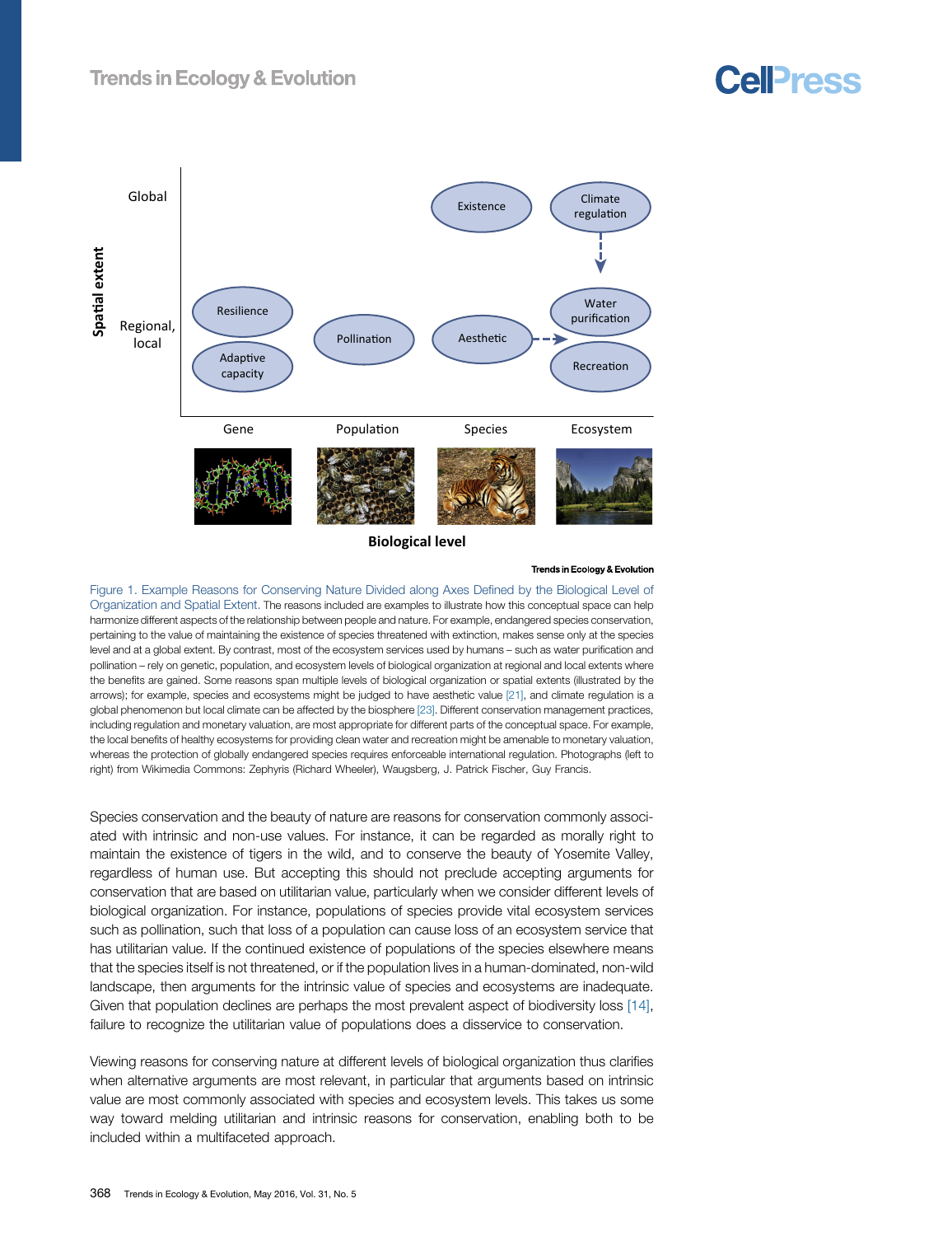Figure 1. Example Reasons for Conserving Nature Divided along Axes Defined by the Biological Level of Organization and Spatial Extent. The reasons included are examples to illustrate how this conceptual space can help harmonize different aspects of the relationship between people and nature. For example, endangered species conservation, pertaining to the value of maintaining the existence of species threatened with extinction, makes sense only at the species level and at a global extent. By contrast, most of the ecosystem services used by humans – such as water purification and pollination – rely on genetic, population, and ecosystem levels of biological organization at regional and local extents where the benefits are gained. Some reasons span multiple levels of biological organization or spatial extents (illustrated by the arrows); for example, species and ecosystems might be judged to have aesthetic value [21], and climate regulation is a global phenomenon but local climate can be affected by the biosphere [23]. Different conservation management practices, including regulation and monetary valuation, are most appropriate for different parts of the conceptual space. For example, the local benefits of healthy ecosystems for providing clean water and recreation might be amenable to monetary valuation, whereas the protection of globally endangered species requires enforceable international regulation. Photographs (left to right) from Wikimedia Commons: Zephyris (Richard Wheeler), Waugsberg, J. Patrick Fischer, Guy Francis.

Species conservation and the beauty of nature are reasons for conservation commonly associated with intrinsic and non-use values. For instance, it can be regarded as morally right to maintain the existence of tigers in the wild, and to conserve the beauty of Yosemite Valley, regardless of human use. But accepting this should not preclude accepting arguments for conservation that are based on utilitarian value, particularly when we consider different levels of biological organization. For instance, populations of species provide vital ecosystem services such as pollination, such that loss of a population can cause loss of an ecosystem service that has utilitarian value. If the continued existence of populations of the species elsewhere means that the species itself is not threatened, or if the population lives in a human-dominated, non-wild landscape, then arguments for the intrinsic value of species and ecosystems are inadequate. Given that population declines are perhaps the most prevalent aspect of biodiversity loss [14], failure to recognize the utilitarian value of populations does a disservice to conservation.

Viewing reasons for conserving nature at different levels of biological organization thus clarifies when alternative arguments are most relevant, in particular that arguments based on intrinsic value are most commonly associated with species and ecosystem levels. This takes us some way toward melding utilitarian and intrinsic reasons for conservation, enabling both to be included within a multifaceted approach.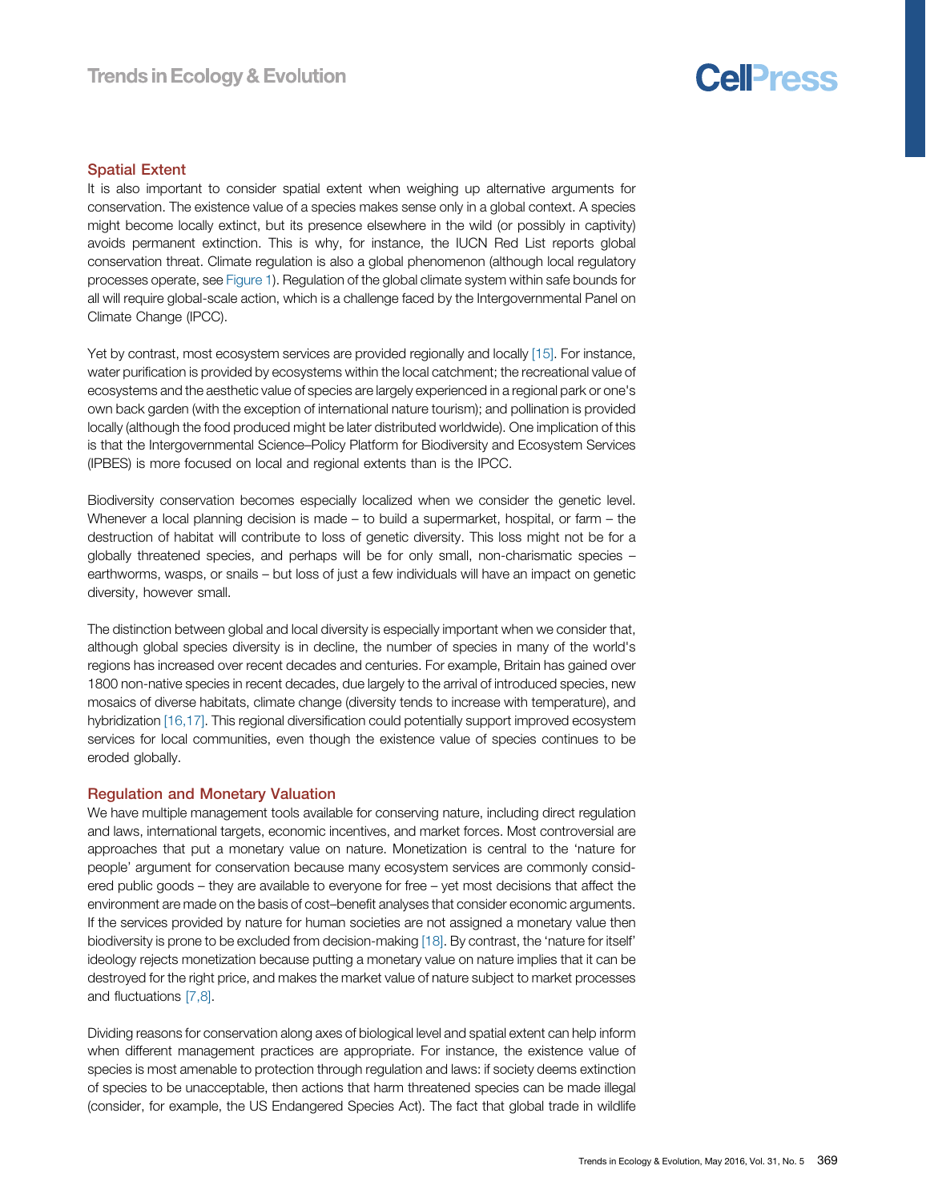## Spatial Extent

It is also important to consider spatial extent when weighing up alternative arguments for conservation. The existence value of a species makes sense only in a global context. A species might become locally extinct, but its presence elsewhere in the wild (or possibly in captivity) avoids permanent extinction. This is why, for instance, the IUCN Red List reports global conservation threat. Climate regulation is also a global phenomenon (although local regulatory processes operate, see Figure 1). Regulation of the global climate system within safe bounds for all will require global-scale action, which is a challenge faced by the Intergovernmental Panel on Climate Change (IPCC).

Yet by contrast, most ecosystem services are provided regionally and locally [15]. For instance, water purification is provided by ecosystems within the local catchment; the recreational value of ecosystems and the aesthetic value of species are largely experienced in a regional park or one's own back garden (with the exception of international nature tourism); and pollination is provided locally (although the food produced might be later distributed worldwide). One implication of this is that the Intergovernmental Science–Policy Platform for Biodiversity and Ecosystem Services (IPBES) is more focused on local and regional extents than is the IPCC.

Biodiversity conservation becomes especially localized when we consider the genetic level. Whenever a local planning decision is made – to build a supermarket, hospital, or farm – the destruction of habitat will contribute to loss of genetic diversity. This loss might not be for a globally threatened species, and perhaps will be for only small, non-charismatic species – earthworms, wasps, or snails – but loss of just a few individuals will have an impact on genetic diversity, however small.

The distinction between global and local diversity is especially important when we consider that, although global species diversity is in decline, the number of species in many of the world's regions has increased over recent decades and centuries. For example, Britain has gained over 1800 non-native species in recent decades, due largely to the arrival of introduced species, new mosaics of diverse habitats, climate change (diversity tends to increase with temperature), and hybridization [16,17]. This regional diversification could potentially support improved ecosystem services for local communities, even though the existence value of species continues to be eroded globally.

## Regulation and Monetary Valuation

We have multiple management tools available for conserving nature, including direct regulation and laws, international targets, economic incentives, and market forces. Most controversial are approaches that put a monetary value on nature. Monetization is central to the 'nature for people' argument for conservation because many ecosystem services are commonly considered public goods – they are available to everyone for free – yet most decisions that affect the environment are made on the basis of cost–benefit analyses that consider economic arguments. If the services provided by nature for human societies are not assigned a monetary value then biodiversity is prone to be excluded from decision-making [18]. By contrast, the 'nature for itself' ideology rejects monetization because putting a monetary value on nature implies that it can be destroyed for the right price, and makes the market value of nature subject to market processes and fluctuations [7,8].

Dividing reasons for conservation along axes of biological level and spatial extent can help inform when different management practices are appropriate. For instance, the existence value of species is most amenable to protection through regulation and laws: if society deems extinction of species to be unacceptable, then actions that harm threatened species can be made illegal (consider, for example, the US Endangered Species Act). The fact that global trade in wildlife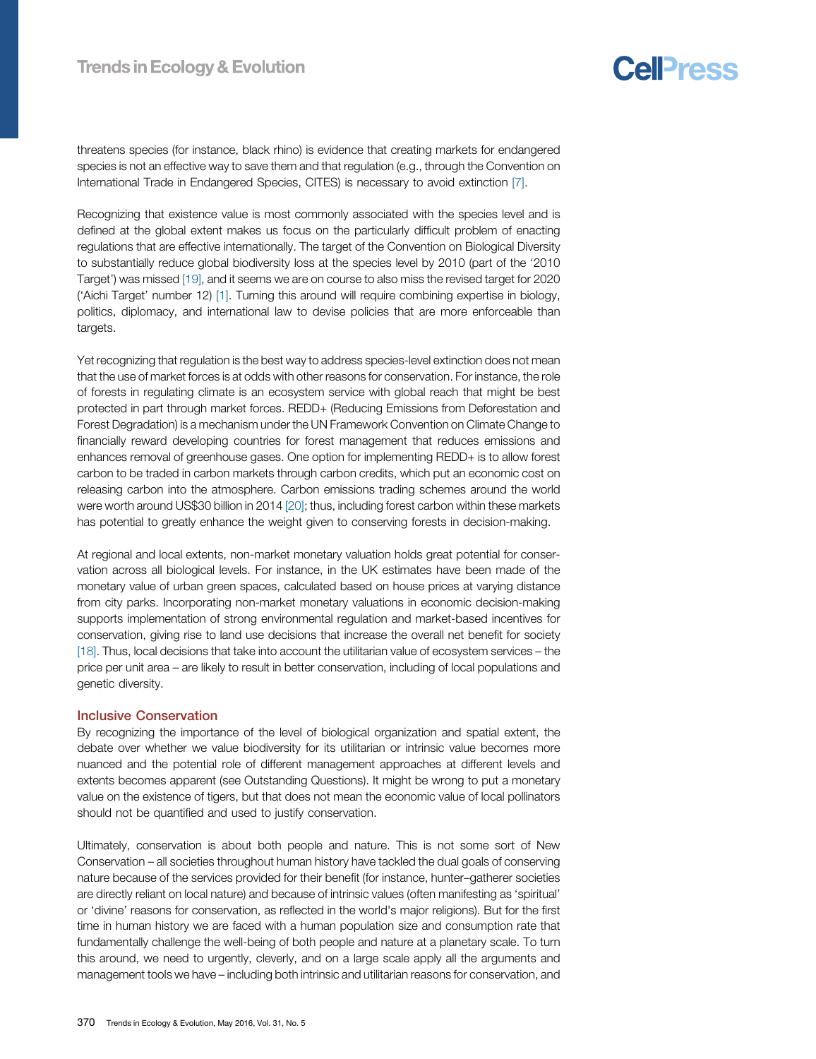threatens species (for instance, black rhino) is evidence that creating markets for endangered species is not an effective way to save them and that regulation (e.g., through the Convention on International Trade in Endangered Species, CITES) is necessary to avoid extinction [7].

Recognizing that existence value is most commonly associated with the species level and is defined at the global extent makes us focus on the particularly difficult problem of enacting regulations that are effective internationally. The target of the Convention on Biological Diversity to substantially reduce global biodiversity loss at the species level by 2010 (part of the '2010 Target') was missed [19], and it seems we are on course to also miss the revised target for 2020 ('Aichi Target' number 12) [1]. Turning this around will require combining expertise in biology, politics, diplomacy, and international law to devise policies that are more enforceable than targets.

Yet recognizing that regulation is the best way to address species-level extinction does not mean that the use of market forces is at odds with other reasons for conservation. For instance, the role of forests in regulating climate is an ecosystem service with global reach that might be best protected in part through market forces. REDD+ (Reducing Emissions from Deforestation and Forest Degradation) is a mechanism under the UN Framework Convention on Climate Change to financially reward developing countries for forest management that reduces emissions and enhances removal of greenhouse gases. One option for implementing REDD+ is to allow forest carbon to be traded in carbon markets through carbon credits, which put an economic cost on releasing carbon into the atmosphere. Carbon emissions trading schemes around the world were worth around US$30 billion in 2014 [20]; thus, including forest carbon within these markets has potential to greatly enhance the weight given to conserving forests in decision-making.

At regional and local extents, non-market monetary valuation holds great potential for conservation across all biological levels. For instance, in the UK estimates have been made of the monetary value of urban green spaces, calculated based on house prices at varying distance from city parks. Incorporating non-market monetary valuations in economic decision-making supports implementation of strong environmental regulation and market-based incentives for conservation, giving rise to land use decisions that increase the overall net benefit for society [18]. Thus, local decisions that take into account the utilitarian value of ecosystem services – the price per unit area – are likely to result in better conservation, including of local populations and genetic diversity.

## Inclusive Conservation

By recognizing the importance of the level of biological organization and spatial extent, the debate over whether we value biodiversity for its utilitarian or intrinsic value becomes more nuanced and the potential role of different management approaches at different levels and extents becomes apparent (see Outstanding Questions). It might be wrong to put a monetary value on the existence of tigers, but that does not mean the economic value of local pollinators should not be quantified and used to justify conservation.

Ultimately, conservation is about both people and nature. This is not some sort of New Conservation – all societies throughout human history have tackled the dual goals of conserving nature because of the services provided for their benefit (for instance, hunter–gatherer societies are directly reliant on local nature) and because of intrinsic values (often manifesting as 'spiritual' or 'divine' reasons for conservation, as reflected in the world's major religions). But for the first time in human history we are faced with a human population size and consumption rate that fundamentally challenge the well-being of both people and nature at a planetary scale. To turn this around, we need to urgently, cleverly, and on a large scale apply all the arguments and management tools we have – including both intrinsic and utilitarian reasons for conservation, and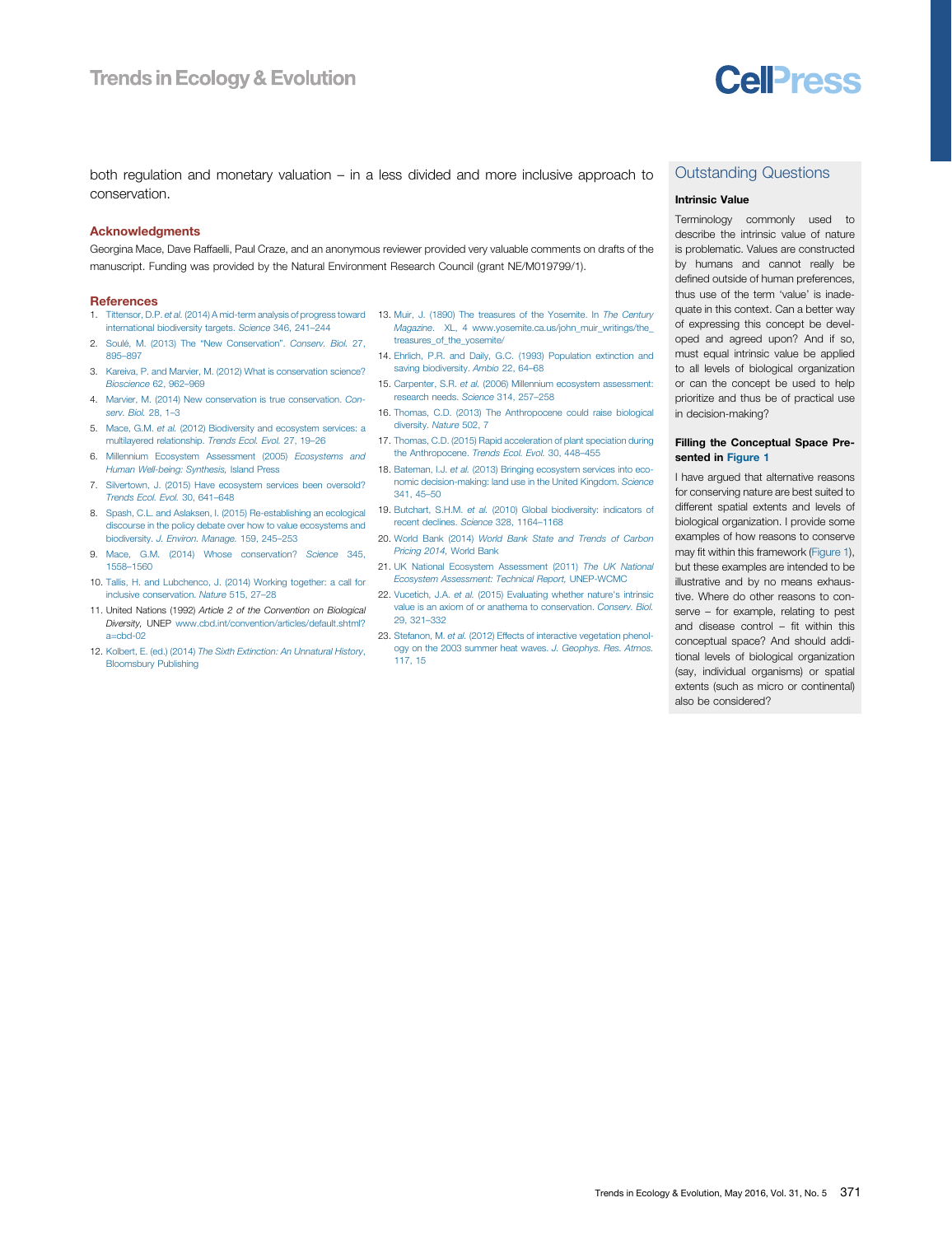both regulation and monetary valuation – in a less divided and more inclusive approach to conservation.

## Acknowledgments

Georgina Mace, Dave Raffaelli, Paul Craze, and an anonymous reviewer provided very valuable comments on drafts of the manuscript. Funding was provided by the Natural Environment Research Council (grant NE/M019799/1).

## References

1. Tittensor, D.P. *et al.* (2014) A mid-term analysis of progress toward international biodiversity targets. *Science* 346, 241–244
2. Soulé, M. (2013) The "New Conservation". *Conserv. Biol.* 27, 895–897
3. Kareiva, P. and Marvier, M. (2012) What is conservation science? *Bioscience* 62, 962–969
4. Marvier, M. (2014) New conservation is true conservation. *Conserv. Biol.* 28, 1–3
5. Mace, G.M. *et al.* (2012) Biodiversity and ecosystem services: a multilayered relationship. *Trends Ecol. Evol.* 27, 19–26
6. Millennium Ecosystem Assessment (2005) *Ecosystems and Human Well-being: Synthesis,* Island Press
7. Silvertown, J. (2015) Have ecosystem services been oversold? *Trends Ecol. Evol.* 30, 641–648
8. Spash, C.L. and Aslaksen, I. (2015) Re-establishing an ecological discourse in the policy debate over how to value ecosystems and biodiversity. *J. Environ. Manage.* 159, 245–253
9. Mace, G.M. (2014) Whose conservation? *Science* 345, 1558–1560
10. Tallis, H. and Lubchenco, J. (2014) Working together: a call for inclusive conservation. *Nature* 515, 27–28
11. United Nations (1992) *Article 2 of the Convention on Biological Diversity,* UNEP www.cbd.int/convention/articles/default.shtml?a=cbd-02
12. Kolbert, E. (ed.) (2014) *The Sixth Extinction: An Unnatural History*, Bloomsbury Publishing
13. Muir, J. (1890) The treasures of the Yosemite. In *The Century Magazine*. XL, 4 www.yosemite.ca.us/john_muir_writings/the_treasures_of_the_yosemite/
14. Ehrlich, P.R. and Daily, G.C. (1993) Population extinction and saving biodiversity. *Ambio* 22, 64–68
15. Carpenter, S.R. *et al.* (2006) Millennium ecosystem assessment: research needs. *Science* 314, 257–258
16. Thomas, C.D. (2013) The Anthropocene could raise biological diversity. *Nature* 502, 7
17. Thomas, C.D. (2015) Rapid acceleration of plant speciation during the Anthropocene. *Trends Ecol. Evol.* 30, 448–455
18. Bateman, I.J. *et al.* (2013) Bringing ecosystem services into economic decision-making: land use in the United Kingdom. *Science* 341, 45–50
19. Butchart, S.H.M. *et al.* (2010) Global biodiversity: indicators of recent declines. *Science* 328, 1164–1168
20. World Bank (2014) *World Bank State and Trends of Carbon Pricing 2014*, World Bank
21. UK National Ecosystem Assessment (2011) *The UK National Ecosystem Assessment: Technical Report,* UNEP-WCMC
22. Vucetich, J.A. *et al.* (2015) Evaluating whether nature's intrinsic value is an axiom of or anathema to conservation. *Conserv. Biol.* 29, 321–332
23. Stefanon, M. *et al.* (2012) Effects of interactive vegetation phenology on the 2003 summer heat waves. *J. Geophys. Res. Atmos.* 117, 15

## Outstanding Questions

### Intrinsic Value

Terminology commonly used to describe the intrinsic value of nature is problematic. Values are constructed by humans and cannot really be defined outside of human preferences, thus use of the term 'value' is inadequate in this context. Can a better way of expressing this concept be developed and agreed upon? And if so, must equal intrinsic value be applied to all levels of biological organization or can the concept be used to help prioritize and thus be of practical use in decision-making?

### Filling the Conceptual Space Presented in Figure 1

I have argued that alternative reasons for conserving nature are best suited to different spatial extents and levels of biological organization. I provide some examples of how reasons to conserve may fit within this framework (Figure 1), but these examples are intended to be illustrative and by no means exhaustive. Where do other reasons to conserve – for example, relating to pest and disease control – fit within this conceptual space? And should additional levels of biological organization (say, individual organisms) or spatial extents (such as micro or continental) also be considered?